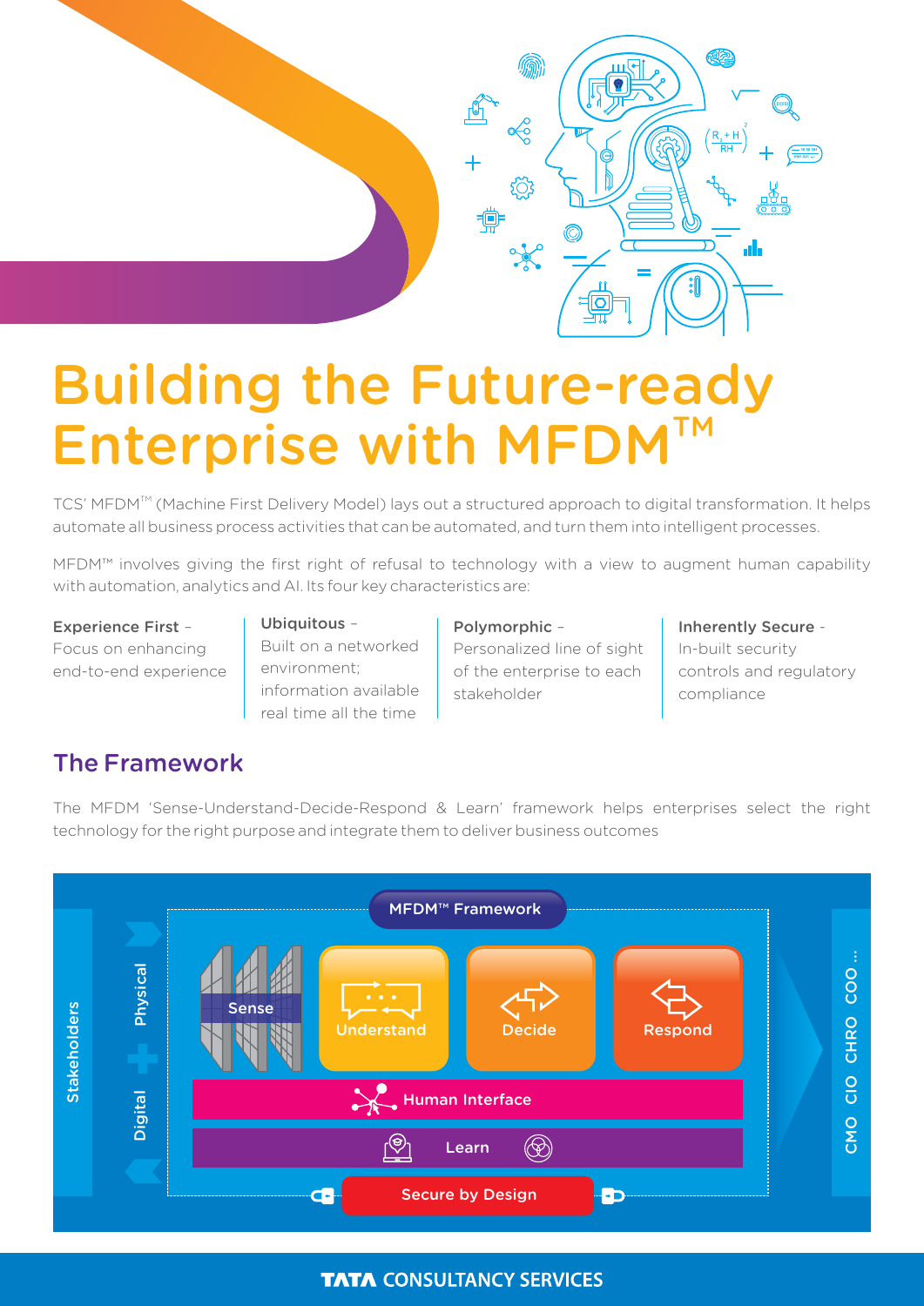# Building the Future-ready Enterprise with MFDM™

TCS' MFDM™ (Machine First Delivery Model) lays out a structured approach to digital transformation. It helps automate all business process activities that can be automated, and turn them into intelligent processes.

MFDM™ involves giving the first right of refusal to technology with a view to augment human capability with automation, analytics and AI. Its four key characteristics are:

**Experience First** – Focus on enhancing end-to-end experience

**Ubiquitous** – Built on a networked environment; information available real time all the time

**Polymorphic** – Personalized line of sight of the enterprise to each stakeholder

**Inherently Secure** - In-built security controls and regulatory compliance

## The Framework

The MFDM 'Sense-Understand-Decide-Respond & Learn' framework helps enterprises select the right technology for the right purpose and integrate them to deliver business outcomes

MFDM™ Framework

Stakeholders

Physical + Digital

Sense | Understand | Decide | Respond

Human Interface

Learn

Secure by Design

CMO CIO CHRO COO ...

TATA CONSULTANCY SERVICES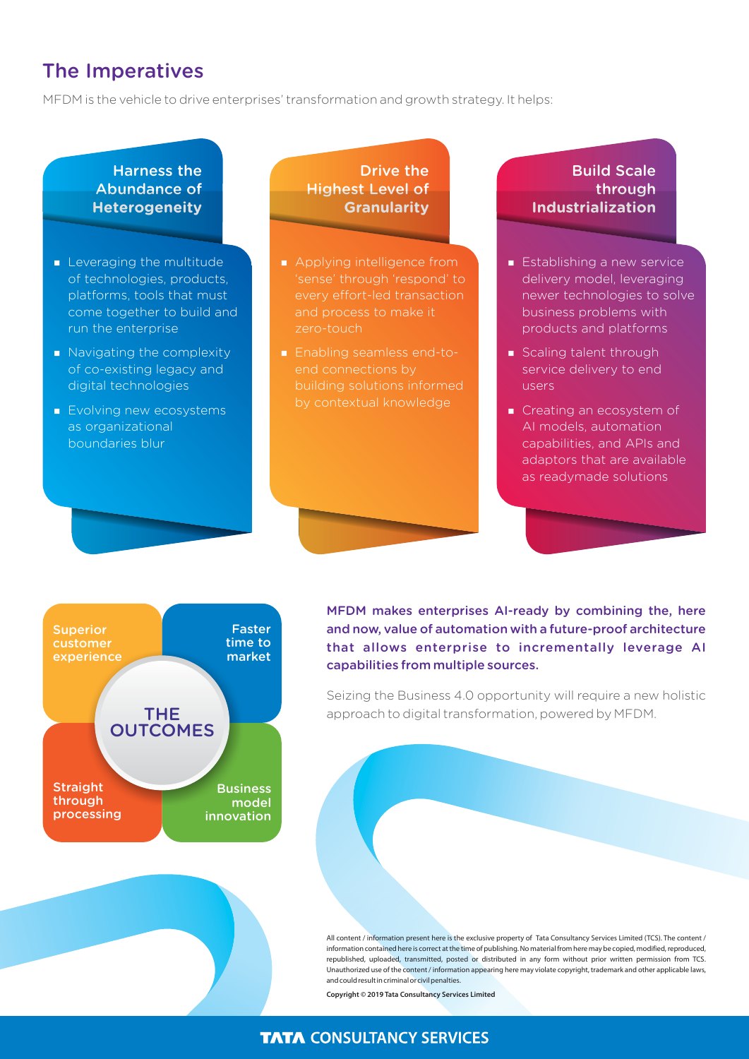## The Imperatives

MFDM is the vehicle to drive enterprises' transformation and growth strategy. It helps:

### Harness the Abundance of Heterogeneity

- Leveraging the multitude of technologies, products, platforms, tools that must come together to build and run the enterprise
- Navigating the complexity of co-existing legacy and digital technologies
- Evolving new ecosystems as organizational boundaries blur

### Drive the Highest Level of Granularity

- Applying intelligence from 'sense' through 'respond' to every effort-led transaction and process to make it zero-touch
- Enabling seamless end-to-end connections by building solutions informed by contextual knowledge

### Build Scale through Industrialization

- Establishing a new service delivery model, leveraging newer technologies to solve business problems with products and platforms
- Scaling talent through service delivery to end users
- Creating an ecosystem of AI models, automation capabilities, and APIs and adaptors that are available as readymade solutions

### THE OUTCOMES

- Superior customer experience
- Faster time to market
- Straight through processing
- Business model innovation

**MFDM makes enterprises AI-ready by combining the, here and now, value of automation with a future-proof architecture that allows enterprise to incrementally leverage AI capabilities from multiple sources.**

Seizing the Business 4.0 opportunity will require a new holistic approach to digital transformation, powered by MFDM.

All content / information present here is the exclusive property of Tata Consultancy Services Limited (TCS). The content / information contained here is correct at the time of publishing. No material from here may be copied, modified, reproduced, republished, uploaded, transmitted, posted or distributed in any form without prior written permission from TCS. Unauthorized use of the content / information appearing here may violate copyright, trademark and other applicable laws, and could result in criminal or civil penalties.

**Copyright © 2019 Tata Consultancy Services Limited**

**TATA CONSULTANCY SERVICES**